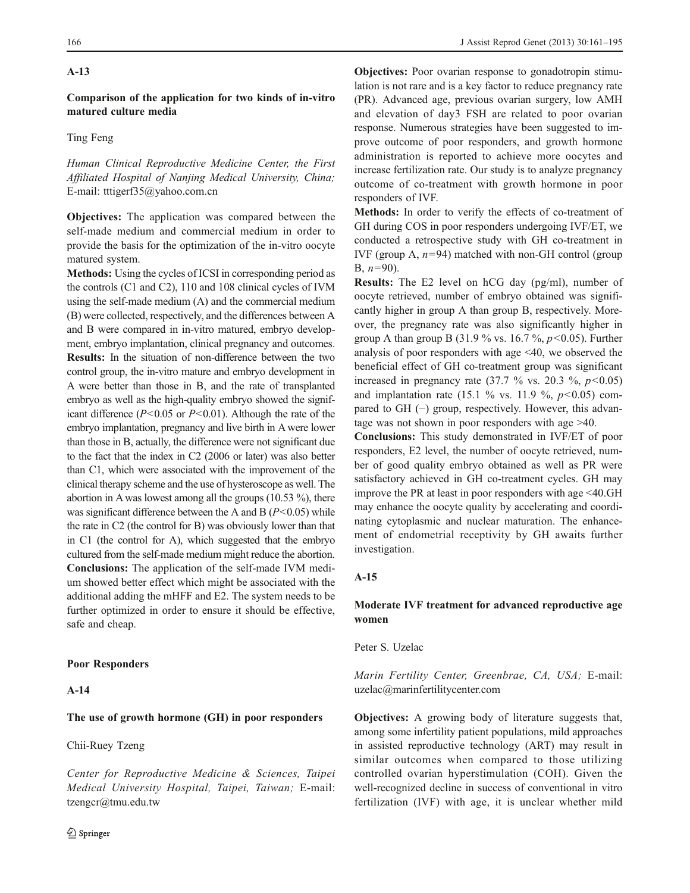## A-13

### Comparison of the application for two kinds of in-vitro matured culture media

Ting Feng

*Human Clinical Reproductive Medicine Center, the First Affiliated Hospital of Nanjing Medical University, China;* E-mail: tttigerf35@yahoo.com.cn

**Objectives:** The application was compared between the self-made medium and commercial medium in order to provide the basis for the optimization of the in-vitro oocyte matured system.

**Methods:** Using the cycles of ICSI in corresponding period as the controls (C1 and C2), 110 and 108 clinical cycles of IVM using the self-made medium (A) and the commercial medium (B) were collected, respectively, and the differences between A and B were compared in in-vitro matured, embryo development, embryo implantation, clinical pregnancy and outcomes.

**Results:** In the situation of non-difference between the two control group, the in-vitro mature and embryo development in A were better than those in B, and the rate of transplanted embryo as well as the high-quality embryo showed the significant difference ($P<0.05$ or $P<0.01$). Although the rate of the embryo implantation, pregnancy and live birth in A were lower than those in B, actually, the difference were not significant due to the fact that the index in C2 (2006 or later) was also better than C1, which were associated with the improvement of the clinical therapy scheme and the use of hysteroscope as well. The abortion in A was lowest among all the groups (10.53 %), there was significant difference between the A and B ($P<0.05$) while the rate in C2 (the control for B) was obviously lower than that in C1 (the control for A), which suggested that the embryo cultured from the self-made medium might reduce the abortion.

**Conclusions:** The application of the self-made IVM medium showed better effect which might be associated with the additional adding the mHFF and E2. The system needs to be further optimized in order to ensure it should be effective, safe and cheap.

# Poor Responders

## A-14

### The use of growth hormone (GH) in poor responders

Chii-Ruey Tzeng

*Center for Reproductive Medicine & Sciences, Taipei Medical University Hospital, Taipei, Taiwan;* E-mail: tzengcr@tmu.edu.tw

**Objectives:** Poor ovarian response to gonadotropin stimulation is not rare and is a key factor to reduce pregnancy rate (PR). Advanced age, previous ovarian surgery, low AMH and elevation of day3 FSH are related to poor ovarian response. Numerous strategies have been suggested to improve outcome of poor responders, and growth hormone administration is reported to achieve more oocytes and increase fertilization rate. Our study is to analyze pregnancy outcome of co-treatment with growth hormone in poor responders of IVF.

**Methods:** In order to verify the effects of co-treatment of GH during COS in poor responders undergoing IVF/ET, we conducted a retrospective study with GH co-treatment in IVF (group A, $n=94$) matched with non-GH control (group B, $n=90$).

**Results:** The E2 level on hCG day (pg/ml), number of oocyte retrieved, number of embryo obtained was significantly higher in group A than group B, respectively. Moreover, the pregnancy rate was also significantly higher in group A than group B (31.9 % vs. 16.7 %, $p<0.05$). Further analysis of poor responders with age <40, we observed the beneficial effect of GH co-treatment group was significant increased in pregnancy rate (37.7 % vs. 20.3 %, $p<0.05$) and implantation rate (15.1 % vs. 11.9 %, $p<0.05$) compared to GH (−) group, respectively. However, this advantage was not shown in poor responders with age >40.

**Conclusions:** This study demonstrated in IVF/ET of poor responders, E2 level, the number of oocyte retrieved, number of good quality embryo obtained as well as PR were satisfactory achieved in GH co-treatment cycles. GH may improve the PR at least in poor responders with age <40.GH may enhance the oocyte quality by accelerating and coordinating cytoplasmic and nuclear maturation. The enhancement of endometrial receptivity by GH awaits further investigation.

## A-15

### Moderate IVF treatment for advanced reproductive age women

Peter S. Uzelac

*Marin Fertility Center, Greenbrae, CA, USA;* E-mail: uzelac@marinfertilitycenter.com

**Objectives:** A growing body of literature suggests that, among some infertility patient populations, mild approaches in assisted reproductive technology (ART) may result in similar outcomes when compared to those utilizing controlled ovarian hyperstimulation (COH). Given the well-recognized decline in success of conventional in vitro fertilization (IVF) with age, it is unclear whether mild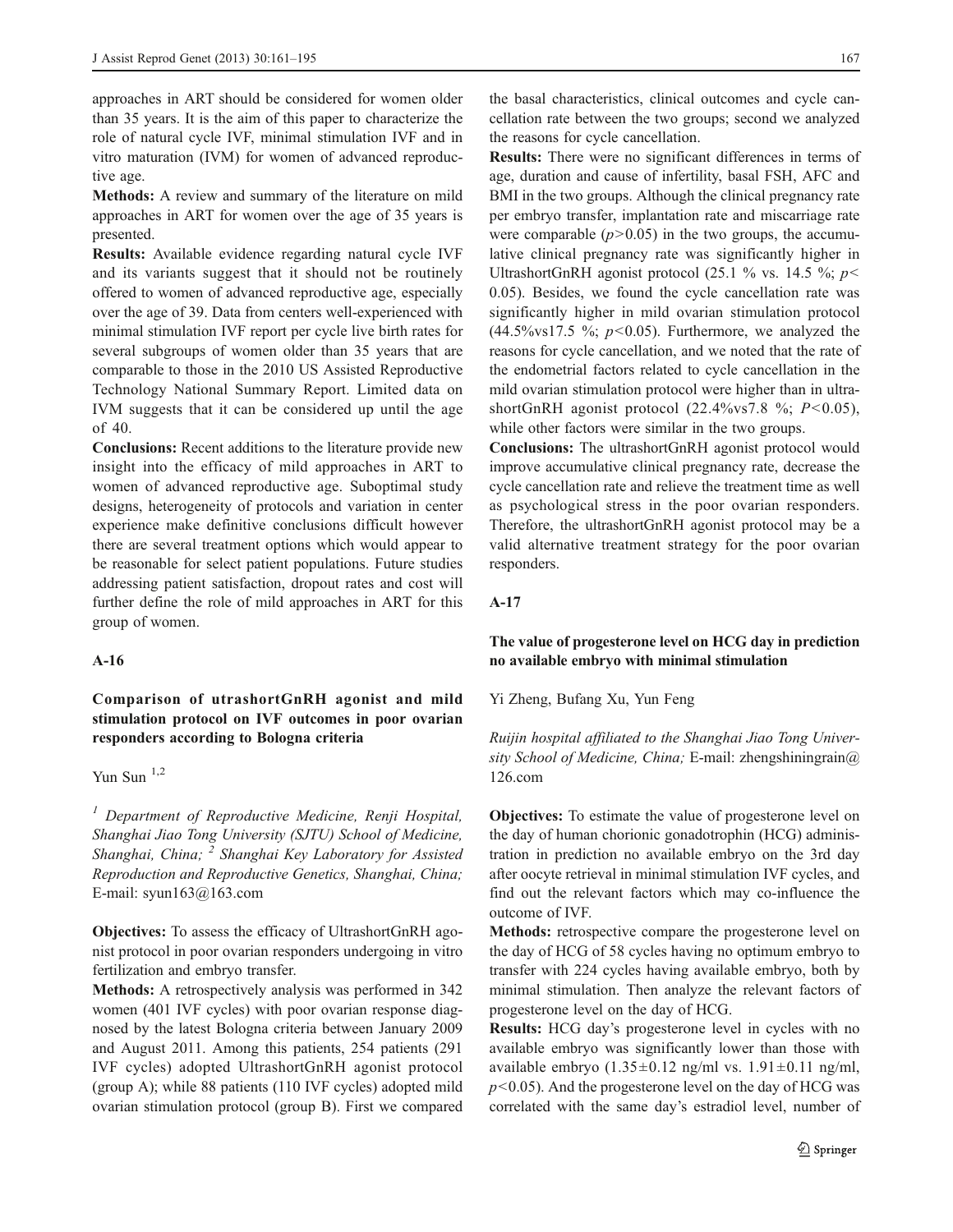approaches in ART should be considered for women older than 35 years. It is the aim of this paper to characterize the role of natural cycle IVF, minimal stimulation IVF and in vitro maturation (IVM) for women of advanced reproductive age.

**Methods:** A review and summary of the literature on mild approaches in ART for women over the age of 35 years is presented.

**Results:** Available evidence regarding natural cycle IVF and its variants suggest that it should not be routinely offered to women of advanced reproductive age, especially over the age of 39. Data from centers well-experienced with minimal stimulation IVF report per cycle live birth rates for several subgroups of women older than 35 years that are comparable to those in the 2010 US Assisted Reproductive Technology National Summary Report. Limited data on IVM suggests that it can be considered up until the age of 40.

**Conclusions:** Recent additions to the literature provide new insight into the efficacy of mild approaches in ART to women of advanced reproductive age. Suboptimal study designs, heterogeneity of protocols and variation in center experience make definitive conclusions difficult however there are several treatment options which would appear to be reasonable for select patient populations. Future studies addressing patient satisfaction, dropout rates and cost will further define the role of mild approaches in ART for this group of women.

## A-16

### Comparison of utrashortGnRH agonist and mild stimulation protocol on IVF outcomes in poor ovarian responders according to Bologna criteria

Yun Sun [1,2]

*[1] Department of Reproductive Medicine, Renji Hospital, Shanghai Jiao Tong University (SJTU) School of Medicine, Shanghai, China; [2] Shanghai Key Laboratory for Assisted Reproduction and Reproductive Genetics, Shanghai, China;* E-mail: syun163@163.com

**Objectives:** To assess the efficacy of UltrashortGnRH agonist protocol in poor ovarian responders undergoing in vitro fertilization and embryo transfer.

**Methods:** A retrospectively analysis was performed in 342 women (401 IVF cycles) with poor ovarian response diagnosed by the latest Bologna criteria between January 2009 and August 2011. Among this patients, 254 patients (291 IVF cycles) adopted UltrashortGnRH agonist protocol (group A); while 88 patients (110 IVF cycles) adopted mild ovarian stimulation protocol (group B). First we compared the basal characteristics, clinical outcomes and cycle cancellation rate between the two groups; second we analyzed the reasons for cycle cancellation.

**Results:** There were no significant differences in terms of age, duration and cause of infertility, basal FSH, AFC and BMI in the two groups. Although the clinical pregnancy rate per embryo transfer, implantation rate and miscarriage rate were comparable ($p>0.05$) in the two groups, the accumulative clinical pregnancy rate was significantly higher in UltrashortGnRH agonist protocol (25.1 % vs. 14.5 %; $p<0.05$). Besides, we found the cycle cancellation rate was significantly higher in mild ovarian stimulation protocol (44.5%vs17.5 %; $p<0.05$). Furthermore, we analyzed the reasons for cycle cancellation, and we noted that the rate of the endometrial factors related to cycle cancellation in the mild ovarian stimulation protocol were higher than in ultrashortGnRH agonist protocol (22.4%vs7.8 %; $P<0.05$), while other factors were similar in the two groups.

**Conclusions:** The ultrashortGnRH agonist protocol would improve accumulative clinical pregnancy rate, decrease the cycle cancellation rate and relieve the treatment time as well as psychological stress in the poor ovarian responders. Therefore, the ultrashortGnRH agonist protocol may be a valid alternative treatment strategy for the poor ovarian responders.

## A-17

### The value of progesterone level on HCG day in prediction no available embryo with minimal stimulation

Yi Zheng, Bufang Xu, Yun Feng

*Ruijin hospital affiliated to the Shanghai Jiao Tong University School of Medicine, China;* E-mail: zhengshiningrain@126.com

**Objectives:** To estimate the value of progesterone level on the day of human chorionic gonadotrophin (HCG) administration in prediction no available embryo on the 3rd day after oocyte retrieval in minimal stimulation IVF cycles, and find out the relevant factors which may co-influence the outcome of IVF.

**Methods:** retrospective compare the progesterone level on the day of HCG of 58 cycles having no optimum embryo to transfer with 224 cycles having available embryo, both by minimal stimulation. Then analyze the relevant factors of progesterone level on the day of HCG.

**Results:** HCG day's progesterone level in cycles with no available embryo was significantly lower than those with available embryo ($1.35\pm0.12$ ng/ml vs. $1.91\pm0.11$ ng/ml, $p<0.05$). And the progesterone level on the day of HCG was correlated with the same day's estradiol level, number of